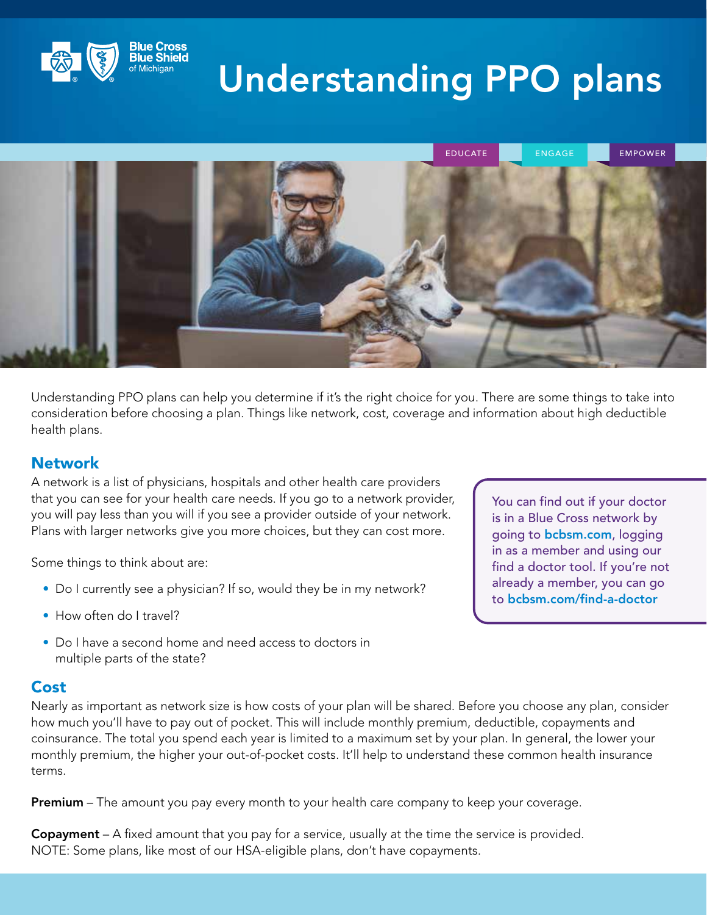Blue Cross Blue Shield of Michigan

# Understanding PPO plans

EDUCATE ENGAGE EMPOWER

Understanding PPO plans can help you determine if it's the right choice for you. There are some things to take into consideration before choosing a plan. Things like network, cost, coverage and information about high deductible health plans.

## Network

A network is a list of physicians, hospitals and other health care providers that you can see for your health care needs. If you go to a network provider, you will pay less than you will if you see a provider outside of your network. Plans with larger networks give you more choices, but they can cost more.

Some things to think about are:

- Do I currently see a physician? If so, would they be in my network?
- How often do I travel?
- Do I have a second home and need access to doctors in multiple parts of the state?

> You can find out if your doctor is in a Blue Cross network by going to **bcbsm.com**, logging in as a member and using our find a doctor tool. If you're not already a member, you can go to **bcbsm.com/find-a-doctor**

## Cost

Nearly as important as network size is how costs of your plan will be shared. Before you choose any plan, consider how much you'll have to pay out of pocket. This will include monthly premium, deductible, copayments and coinsurance. The total you spend each year is limited to a maximum set by your plan. In general, the lower your monthly premium, the higher your out-of-pocket costs. It'll help to understand these common health insurance terms.

**Premium** – The amount you pay every month to your health care company to keep your coverage.

**Copayment** – A fixed amount that you pay for a service, usually at the time the service is provided. NOTE: Some plans, like most of our HSA-eligible plans, don't have copayments.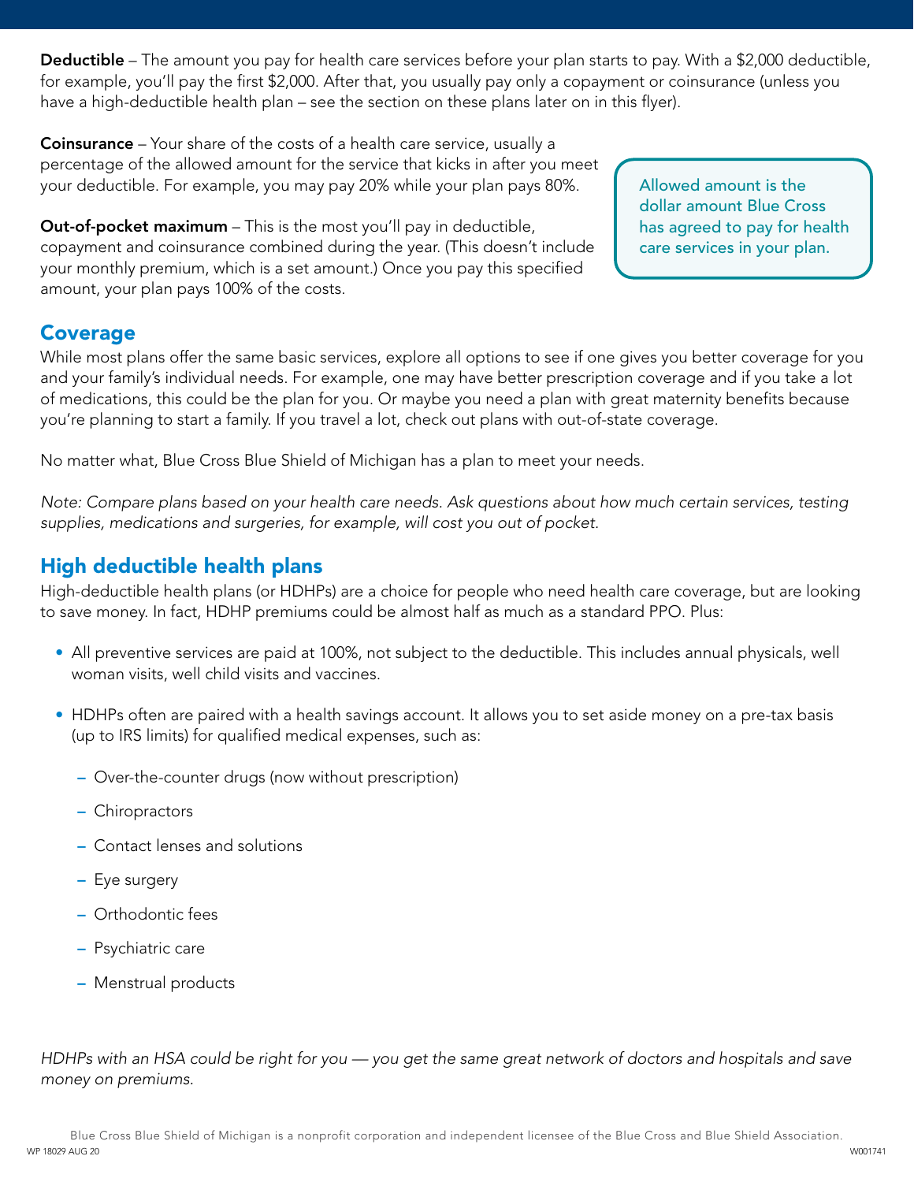**Deductible** – The amount you pay for health care services before your plan starts to pay. With a $2,000 deductible, for example, you'll pay the first $2,000. After that, you usually pay only a copayment or coinsurance (unless you have a high-deductible health plan – see the section on these plans later on in this flyer).

**Coinsurance** – Your share of the costs of a health care service, usually a percentage of the allowed amount for the service that kicks in after you meet your deductible. For example, you may pay 20% while your plan pays 80%.

Allowed amount is the dollar amount Blue Cross has agreed to pay for health care services in your plan.

**Out-of-pocket maximum** – This is the most you'll pay in deductible, copayment and coinsurance combined during the year. (This doesn't include your monthly premium, which is a set amount.) Once you pay this specified amount, your plan pays 100% of the costs.

## Coverage

While most plans offer the same basic services, explore all options to see if one gives you better coverage for you and your family's individual needs. For example, one may have better prescription coverage and if you take a lot of medications, this could be the plan for you. Or maybe you need a plan with great maternity benefits because you're planning to start a family. If you travel a lot, check out plans with out-of-state coverage.

No matter what, Blue Cross Blue Shield of Michigan has a plan to meet your needs.

*Note: Compare plans based on your health care needs. Ask questions about how much certain services, testing supplies, medications and surgeries, for example, will cost you out of pocket.*

## High deductible health plans

High-deductible health plans (or HDHPs) are a choice for people who need health care coverage, but are looking to save money. In fact, HDHP premiums could be almost half as much as a standard PPO. Plus:

- All preventive services are paid at 100%, not subject to the deductible. This includes annual physicals, well woman visits, well child visits and vaccines.
- HDHPs often are paired with a health savings account. It allows you to set aside money on a pre-tax basis (up to IRS limits) for qualified medical expenses, such as:
  - Over-the-counter drugs (now without prescription)
  - Chiropractors
  - Contact lenses and solutions
  - Eye surgery
  - Orthodontic fees
  - Psychiatric care
  - Menstrual products

*HDHPs with an HSA could be right for you — you get the same great network of doctors and hospitals and save money on premiums.*

Blue Cross Blue Shield of Michigan is a nonprofit corporation and independent licensee of the Blue Cross and Blue Shield Association.

WP 18029 AUG 20

W001741